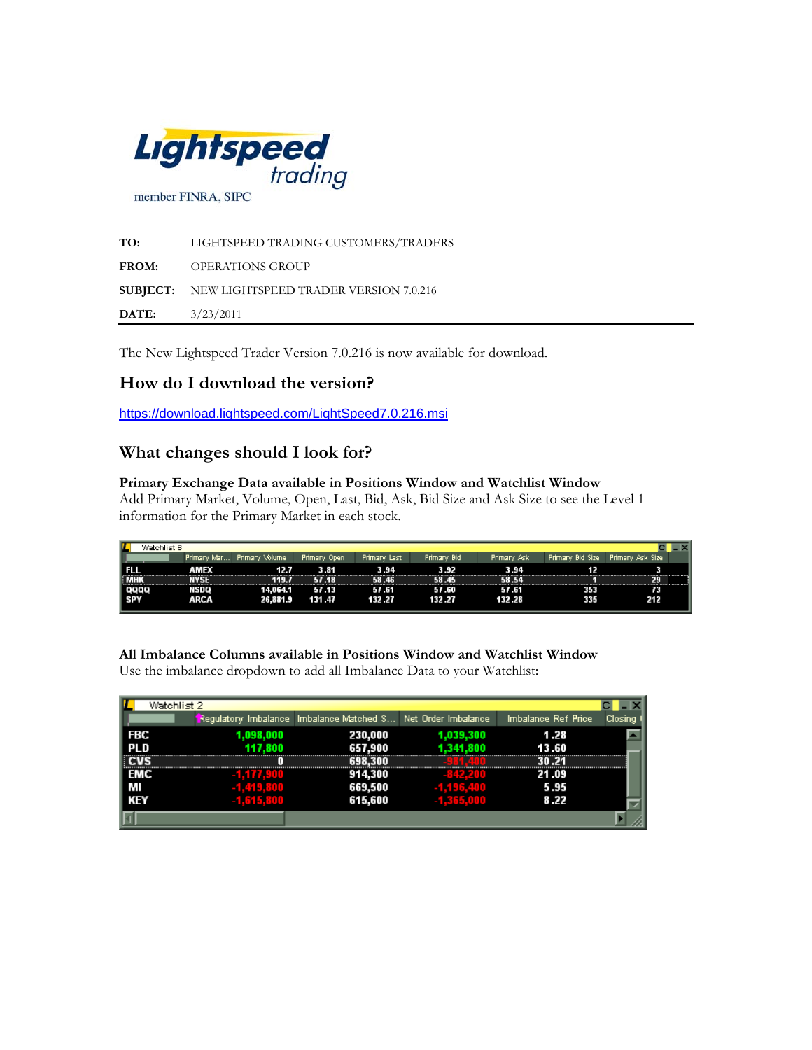Lightspeed trading

member FINRA, SIPC

**TO:** LIGHTSPEED TRADING CUSTOMERS/TRADERS

**FROM:** OPERATIONS GROUP

**SUBJECT:** NEW LIGHTSPEED TRADER VERSION 7.0.216

**DATE:** 3/23/2011

---

The New Lightspeed Trader Version 7.0.216 is now available for download.

## How do I download the version?

https://download.lightspeed.com/LightSpeed7.0.216.msi

## What changes should I look for?

**Primary Exchange Data available in Positions Window and Watchlist Window**

Add Primary Market, Volume, Open, Last, Bid, Ask, Bid Size and Ask Size to see the Level 1 information for the Primary Market in each stock.

Watchlist 6

| | Primary Mar... | Primary Volume | Primary Open | Primary Last | Primary Bid | Primary Ask | Primary Bid Size | Primary Ask Size |
|---|---|---|---|---|---|---|---|---|
| FLL | AMEX | 12.7 | 3.81 | 3.94 | 3.92 | 3.94 | 12 | 3 |
| MHK | NYSE | 119.7 | 57.18 | 58.46 | 58.45 | 58.54 | 1 | 29 |
| QQQQ | NSDQ | 14,064.1 | 57.13 | 57.61 | 57.60 | 57.61 | 353 | 73 |
| SPY | ARCA | 26,881.9 | 131.47 | 132.27 | 132.27 | 132.28 | 335 | 212 |

**All Imbalance Columns available in Positions Window and Watchlist Window**

Use the imbalance dropdown to add all Imbalance Data to your Watchlist:

Watchlist 2

| | Regulatory Imbalance | Imbalance Matched S... | Net Order Imbalance | Imbalance Ref Price | Closing |
|---|---|---|---|---|---|
| FBC | 1,098,000 | 230,000 | 1,039,300 | 1.28 | |
| PLD | 117,800 | 657,900 | 1,341,800 | 13.60 | |
| CVS | 0 | 698,300 | -981,400 | 30.21 | |
| EMC | -1,177,900 | 914,300 | -842,200 | 21.09 | |
| MI | -1,419,800 | 669,500 | -1,196,400 | 5.95 | |
| KEY | -1,615,800 | 615,600 | -1,365,000 | 8.22 | |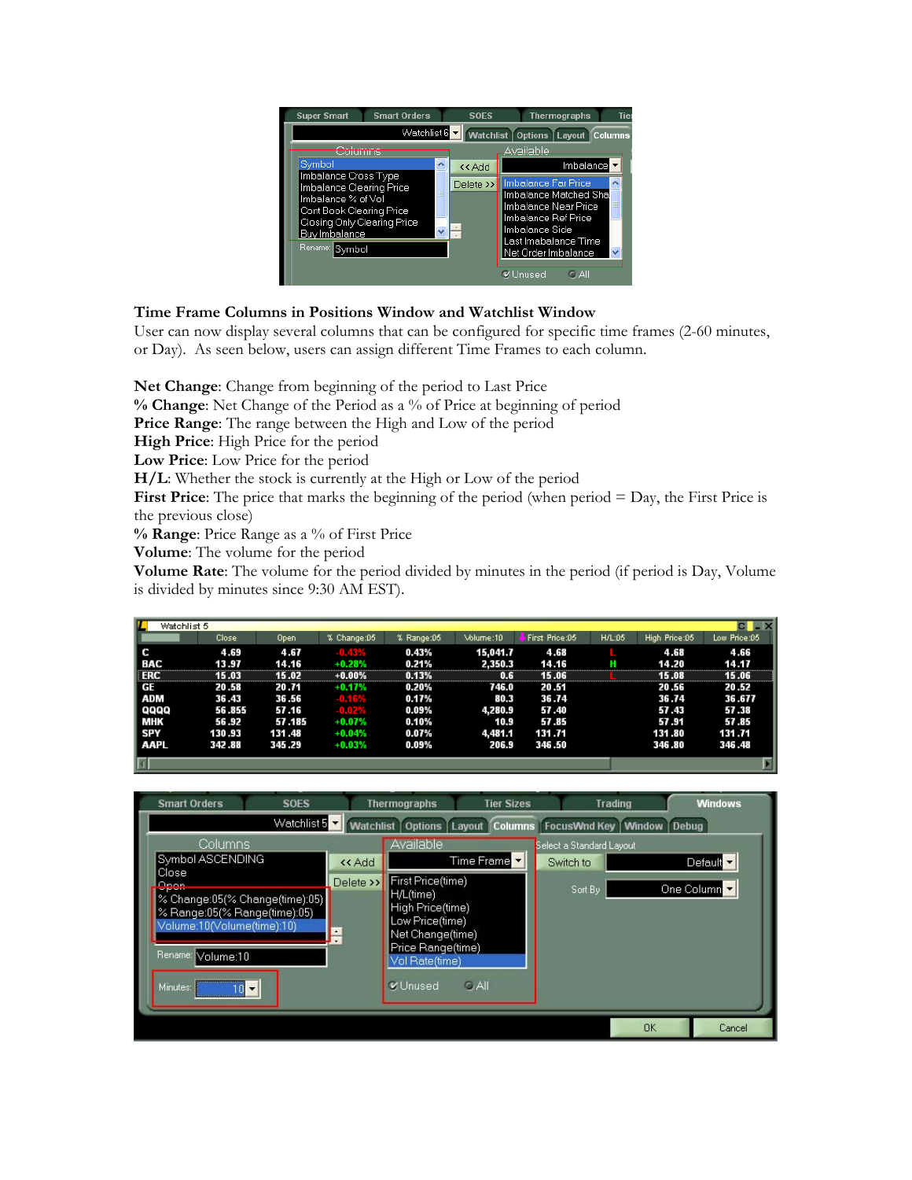## Time Frame Columns in Positions Window and Watchlist Window

User can now display several columns that can be configured for specific time frames (2-60 minutes, or Day). As seen below, users can assign different Time Frames to each column.

**Net Change**: Change from beginning of the period to Last Price
**% Change**: Net Change of the Period as a % of Price at beginning of period
**Price Range**: The range between the High and Low of the period
**High Price**: High Price for the period
**Low Price**: Low Price for the period
**H/L**: Whether the stock is currently at the High or Low of the period
**First Price**: The price that marks the beginning of the period (when period = Day, the First Price is the previous close)
**% Range**: Price Range as a % of First Price
**Volume**: The volume for the period
**Volume Rate**: The volume for the period divided by minutes in the period (if period is Day, Volume is divided by minutes since 9:30 AM EST).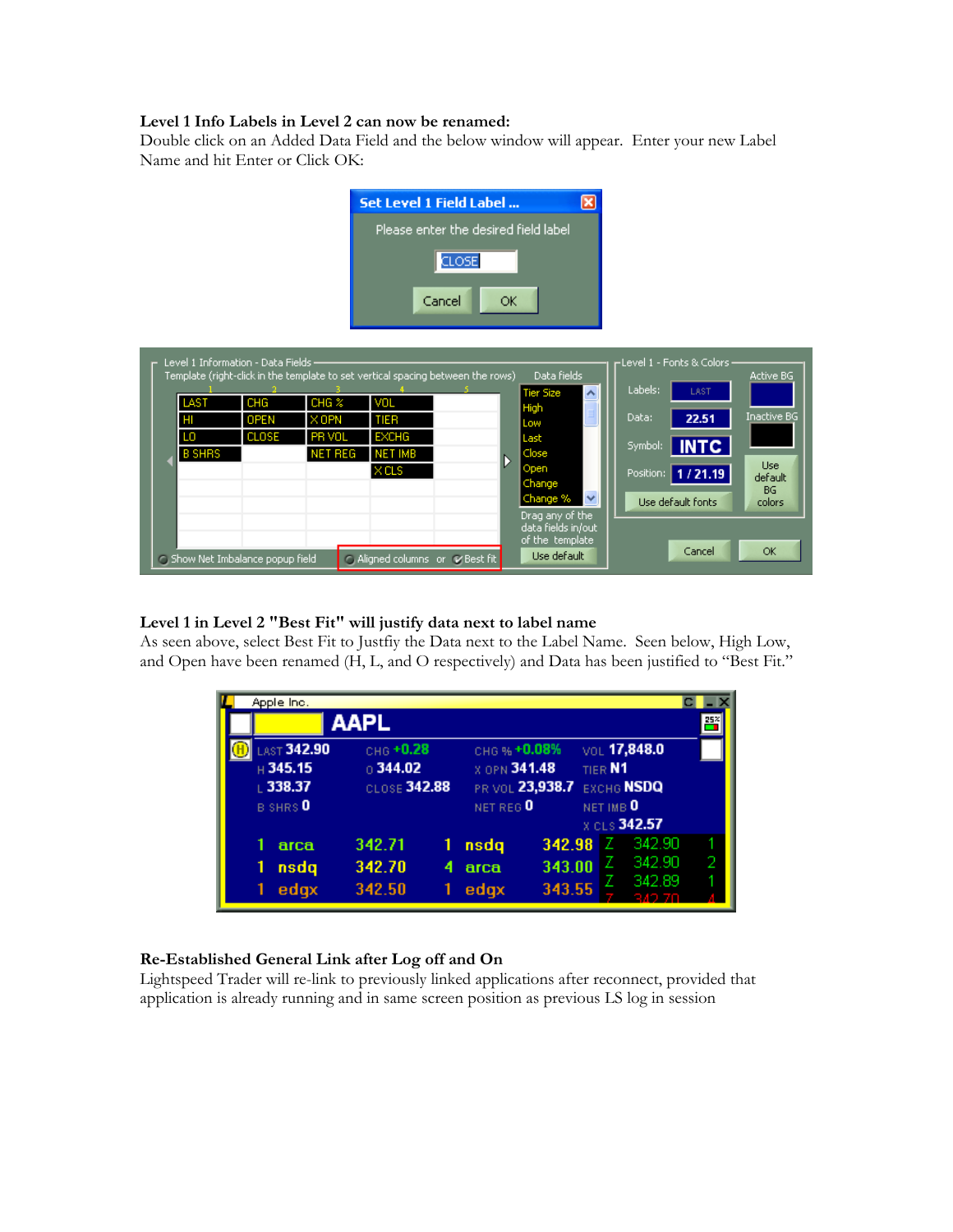**Level 1 Info Labels in Level 2 can now be renamed:**
Double click on an Added Data Field and the below window will appear. Enter your new Label Name and hit Enter or Click OK:

**Level 1 in Level 2 "Best Fit" will justify data next to label name**
As seen above, select Best Fit to Justfiy the Data next to the Label Name. Seen below, High Low, and Open have been renamed (H, L, and O respectively) and Data has been justified to "Best Fit."

**Re-Established General Link after Log off and On**
Lightspeed Trader will re-link to previously linked applications after reconnect, provided that application is already running and in same screen position as previous LS log in session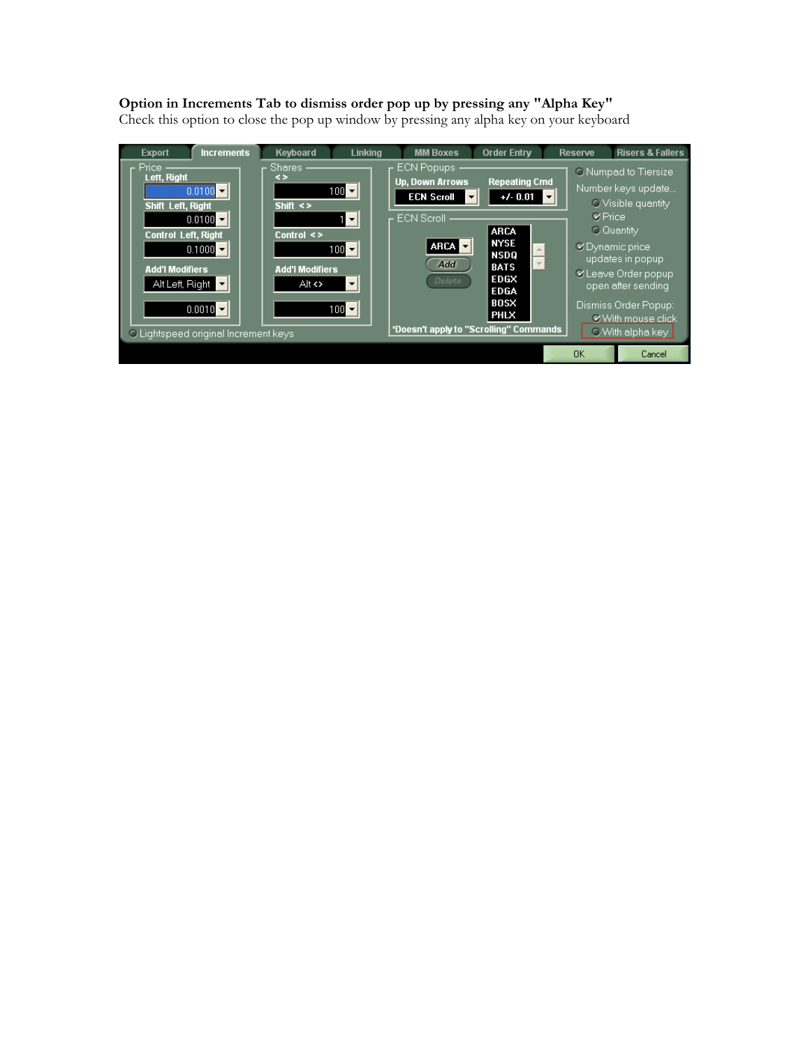**Option in Increments Tab to dismiss order pop up by pressing any "Alpha Key"**

Check this option to close the pop up window by pressing any alpha key on your keyboard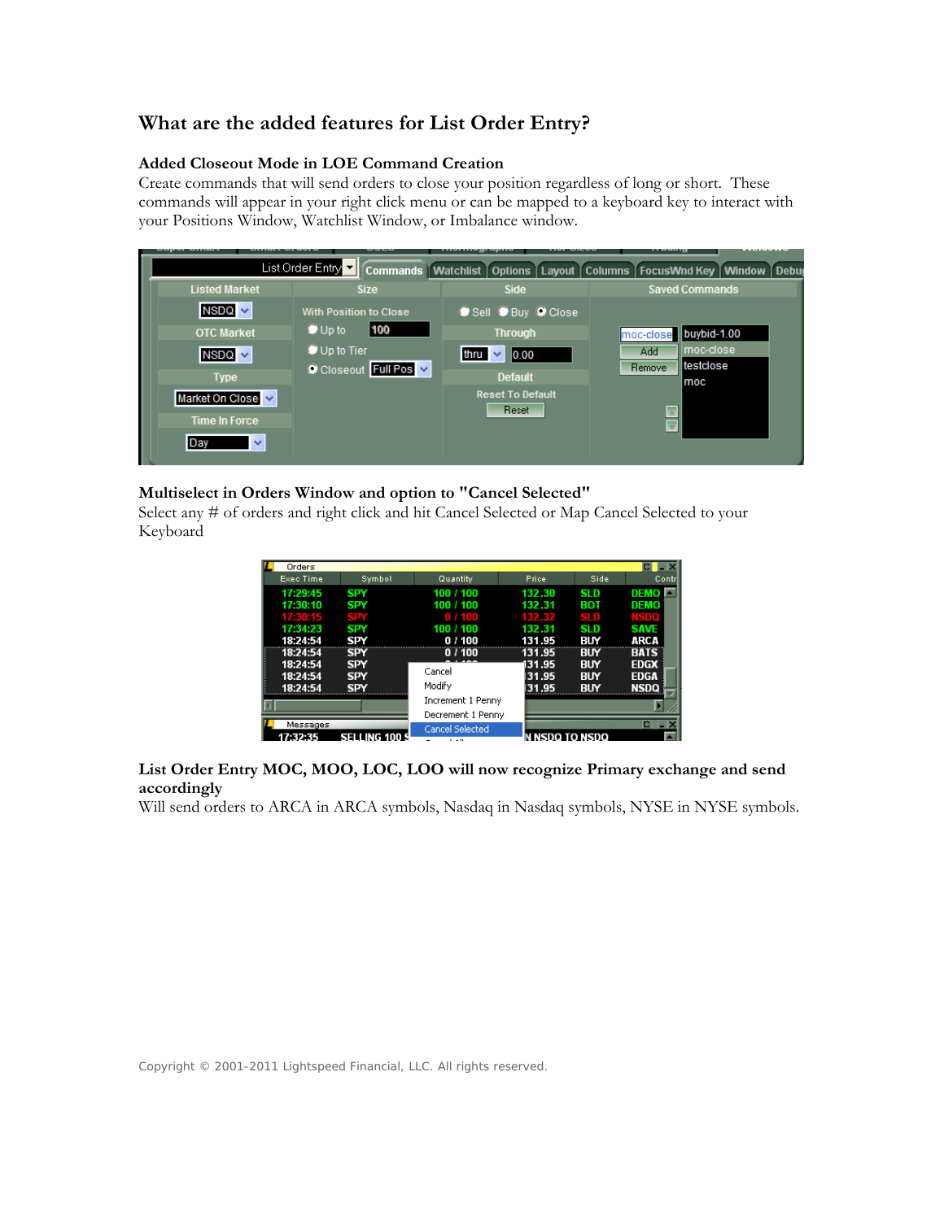## What are the added features for List Order Entry?

### Added Closeout Mode in LOE Command Creation

Create commands that will send orders to close your position regardless of long or short. These commands will appear in your right click menu or can be mapped to a keyboard key to interact with your Positions Window, Watchlist Window, or Imbalance window.

### Multiselect in Orders Window and option to "Cancel Selected"

Select any # of orders and right click and hit Cancel Selected or Map Cancel Selected to your Keyboard

### List Order Entry MOC, MOO, LOC, LOO will now recognize Primary exchange and send accordingly

Will send orders to ARCA in ARCA symbols, Nasdaq in Nasdaq symbols, NYSE in NYSE symbols.